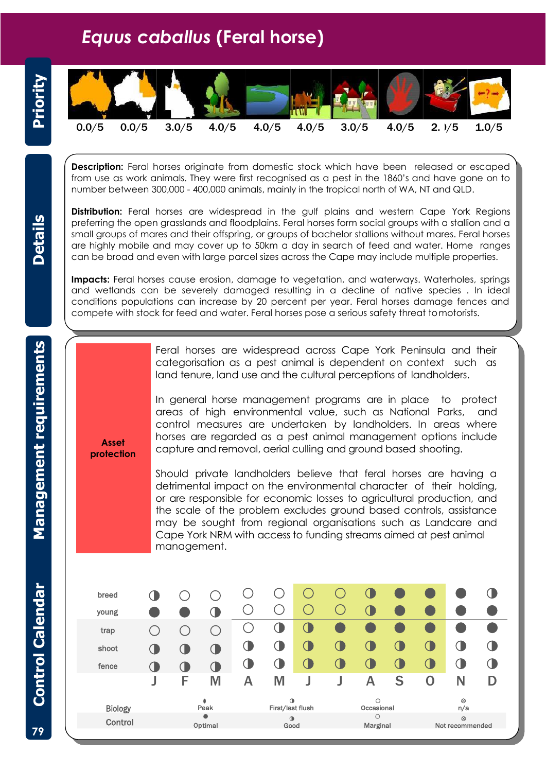# *Equus caballus* (Feral horse)

## Priority

| 0.0/5 | 0.0/5 | 3.0/5 | 4.0/5 | 4.0/5 | 4.0/5 | 3.0/5 | 4.0/5 | 2.0/5 | 1.0/5 |
|---|---|---|---|---|---|---|---|---|---|

## Details

**Description:** Feral horses originate from domestic stock which have been released or escaped from use as work animals. They were first recognised as a pest in the 1860's and have gone on to number between 300,000 - 400,000 animals, mainly in the tropical north of WA, NT and QLD.

**Distribution:** Feral horses are widespread in the gulf plains and western Cape York Regions preferring the open grasslands and floodplains. Feral horses form social groups with a stallion and a small groups of mares and their offspring, or groups of bachelor stallions without mares. Feral horses are highly mobile and may cover up to 50km a day in search of feed and water. Home ranges can be broad and even with large parcel sizes across the Cape may include multiple properties.

**Impacts:** Feral horses cause erosion, damage to vegetation, and waterways. Waterholes, springs and wetlands can be severely damaged resulting in a decline of native species . In ideal conditions populations can increase by 20 percent per year. Feral horses damage fences and compete with stock for feed and water. Feral horses pose a serious safety threat to motorists.

## Management requirements

**Asset protection**

Feral horses are widespread across Cape York Peninsula and their categorisation as a pest animal is dependent on context such as land tenure, land use and the cultural perceptions of landholders.

In general horse management programs are in place to protect areas of high environmental value, such as National Parks, and control measures are undertaken by landholders. In areas where horses are regarded as a pest animal management options include capture and removal, aerial culling and ground based shooting.

Should private landholders believe that feral horses are having a detrimental impact on the environmental character of their holding, or are responsible for economic losses to agricultural production, and the scale of the problem excludes ground based controls, assistance may be sought from regional organisations such as Landcare and Cape York NRM with access to funding streams aimed at pest animal management.

## Control Calendar

| | J | F | M | A | M | J | J | A | S | O | N | D |
|---|---|---|---|---|---|---|---|---|---|---|---|---|
| breed | ◑ | ○ | ○ | ○ | ○ | ○ | ○ | ◑ | ● | ● | ● | ◑ |
| young | ● | ● | ◑ | ○ | ○ | ○ | ○ | ◑ | ● | ● | ● | ● |
| trap | ○ | ○ | ○ | ○ | ◑ | ◑ | ● | ● | ● | ● | ● | ● |
| shoot | ◑ | ◑ | ◑ | ◑ | ◑ | ◑ | ◑ | ◑ | ◑ | ◑ | ◑ | ◑ |
| fence | ◑ | ◑ | ◑ | ◑ | ◑ | ◑ | ◑ | ◑ | ◑ | ◑ | ◑ | ◑ |

| | ● | ◑ | ○ | ⊗ |
|---|---|---|---|---|
| Biology | Peak | First/last flush | Occasional | n/a |
| Control | Optimal | Good | Marginal | Not recommended |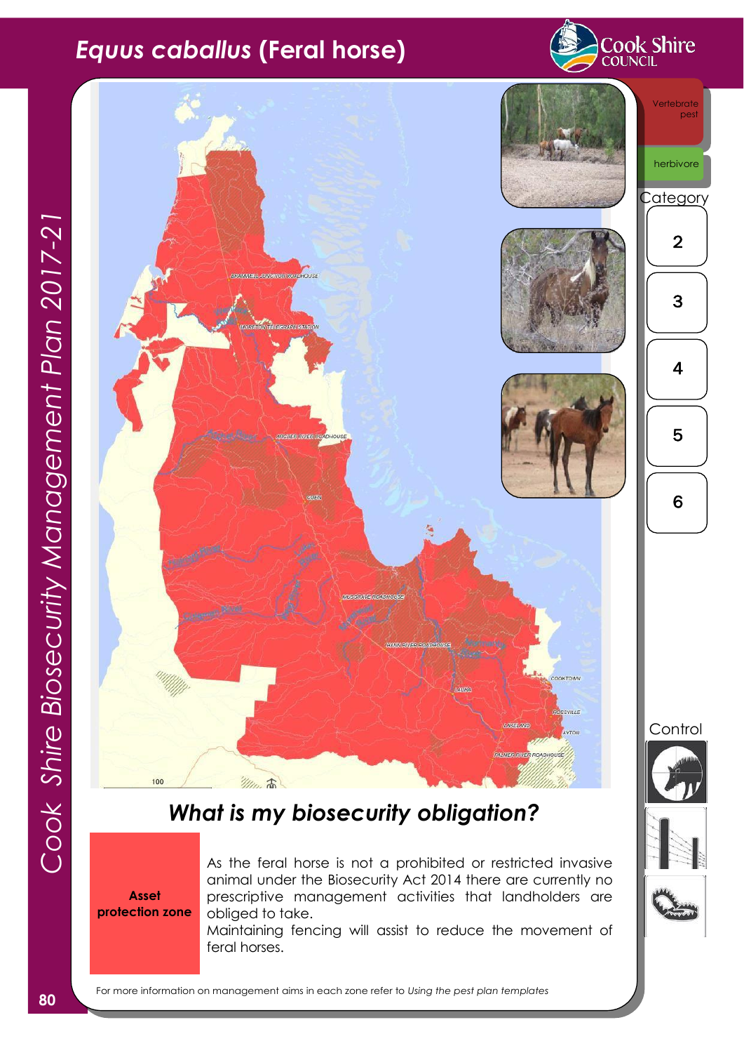# *Equus caballus* (Feral horse)

Vertebrate pest

herbivore

Category

2

3

4

5

6

Control

BRAMWELL JUNCTION ROADHOUSE

MORETON TELEGRAPH STATION

ARCHER RIVER ROADHOUSE

COEN

MUSGRAVE ROADHOUSE

HANN RIVER ROADHOUSE

COOKTOWN

LAURA

ROSSVILLE

LAKELAND

AYTON

PALMER RIVER ROADHOUSE

100

## *What is my biosecurity obligation?*

**Asset protection zone**

As the feral horse is not a prohibited or restricted invasive animal under the Biosecurity Act 2014 there are currently no prescriptive management activities that landholders are obliged to take.

Maintaining fencing will assist to reduce the movement of feral horses.

For more information on management aims in each zone refer to *Using the pest plan templates*